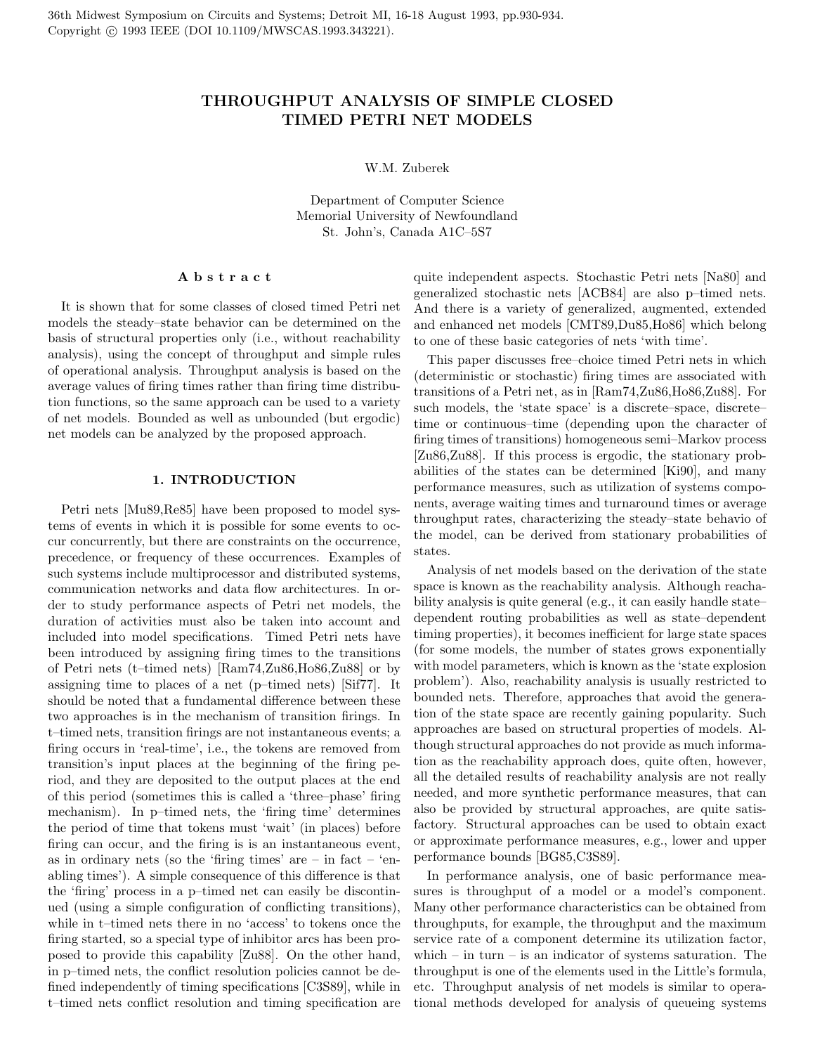36th Midwest Symposium on Circuits and Systems; Detroit MI, 16-18 August 1993, pp.930-934.
Copyright © 1993 IEEE (DOI 10.1109/MWSCAS.1993.343221).

# THROUGHPUT ANALYSIS OF SIMPLE CLOSED TIMED PETRI NET MODELS

W.M. Zuberek

Department of Computer Science
Memorial University of Newfoundland
St. John's, Canada A1C–5S7

**A b s t r a c t**

It is shown that for some classes of closed timed Petri net models the steady–state behavior can be determined on the basis of structural properties only (i.e., without reachability analysis), using the concept of throughput and simple rules of operational analysis. Throughput analysis is based on the average values of firing times rather than firing time distribution functions, so the same approach can be used to a variety of net models. Bounded as well as unbounded (but ergodic) net models can be analyzed by the proposed approach.

## 1. INTRODUCTION

Petri nets [Mu89,Re85] have been proposed to model systems of events in which it is possible for some events to occur concurrently, but there are constraints on the occurrence, precedence, or frequency of these occurrences. Examples of such systems include multiprocessor and distributed systems, communication networks and data flow architectures. In order to study performance aspects of Petri net models, the duration of activities must also be taken into account and included into model specifications. Timed Petri nets have been introduced by assigning firing times to the transitions of Petri nets (t–timed nets) [Ram74,Zu86,Ho86,Zu88] or by assigning time to places of a net (p–timed nets) [Sif77]. It should be noted that a fundamental difference between these two approaches is in the mechanism of transition firings. In t–timed nets, transition firings are not instantaneous events; a firing occurs in 'real-time', i.e., the tokens are removed from transition's input places at the beginning of the firing period, and they are deposited to the output places at the end of this period (sometimes this is called a 'three–phase' firing mechanism). In p–timed nets, the 'firing time' determines the period of time that tokens must 'wait' (in places) before firing can occur, and the firing is is an instantaneous event, as in ordinary nets (so the 'firing times' are – in fact – 'enabling times'). A simple consequence of this difference is that the 'firing' process in a p–timed net can easily be discontinued (using a simple configuration of conflicting transitions), while in t–timed nets there in no 'access' to tokens once the firing started, so a special type of inhibitor arcs has been proposed to provide this capability [Zu88]. On the other hand, in p–timed nets, the conflict resolution policies cannot be defined independently of timing specifications [C3S89], while in t–timed nets conflict resolution and timing specification are quite independent aspects. Stochastic Petri nets [Na80] and generalized stochastic nets [ACB84] are also p–timed nets. And there is a variety of generalized, augmented, extended and enhanced net models [CMT89,Du85,Ho86] which belong to one of these basic categories of nets 'with time'.

This paper discusses free–choice timed Petri nets in which (deterministic or stochastic) firing times are associated with transitions of a Petri net, as in [Ram74,Zu86,Ho86,Zu88]. For such models, the 'state space' is a discrete–space, discrete–time or continuous–time (depending upon the character of firing times of transitions) homogeneous semi–Markov process [Zu86,Zu88]. If this process is ergodic, the stationary probabilities of the states can be determined [Ki90], and many performance measures, such as utilization of systems components, average waiting times and turnaround times or average throughput rates, characterizing the steady–state behavio of the model, can be derived from stationary probabilities of states.

Analysis of net models based on the derivation of the state space is known as the reachability analysis. Although reachability analysis is quite general (e.g., it can easily handle state–dependent routing probabilities as well as state–dependent timing properties), it becomes inefficient for large state spaces (for some models, the number of states grows exponentially with model parameters, which is known as the 'state explosion problem'). Also, reachability analysis is usually restricted to bounded nets. Therefore, approaches that avoid the generation of the state space are recently gaining popularity. Such approaches are based on structural properties of models. Although structural approaches do not provide as much information as the reachability approach does, quite often, however, all the detailed results of reachability analysis are not really needed, and more synthetic performance measures, that can also be provided by structural approaches, are quite satisfactory. Structural approaches can be used to obtain exact or approximate performance measures, e.g., lower and upper performance bounds [BG85,C3S89].

In performance analysis, one of basic performance measures is throughput of a model or a model's component. Many other performance characteristics can be obtained from throughputs, for example, the throughput and the maximum service rate of a component determine its utilization factor, which – in turn – is an indicator of systems saturation. The throughput is one of the elements used in the Little's formula, etc. Throughput analysis of net models is similar to operational methods developed for analysis of queueing systems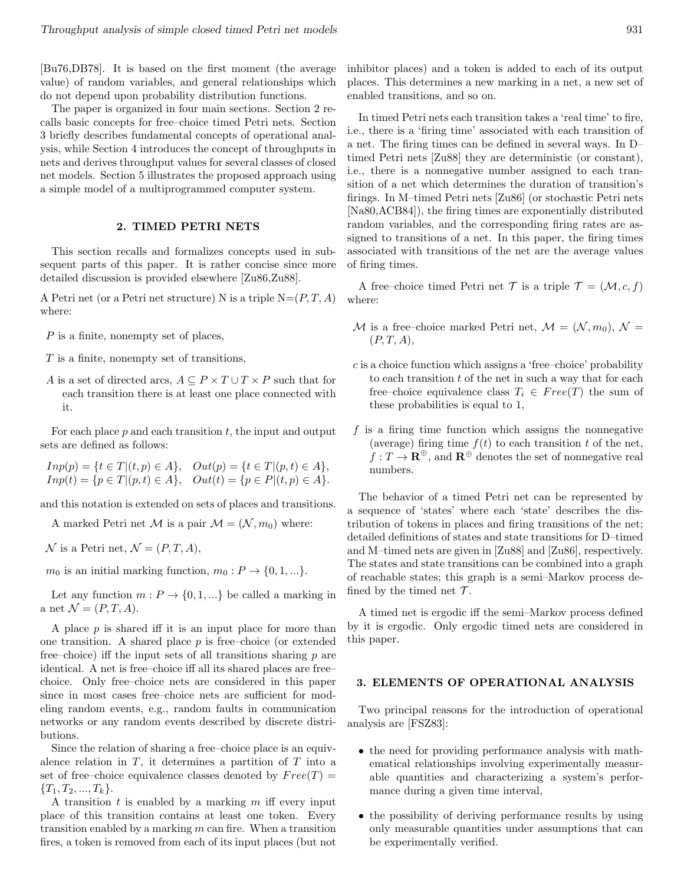[Bu76,DB78]. It is based on the first moment (the average value) of random variables, and general relationships which do not depend upon probability distribution functions.

The paper is organized in four main sections. Section 2 recalls basic concepts for free–choice timed Petri nets. Section 3 briefly describes fundamental concepts of operational analysis, while Section 4 introduces the concept of throughputs in nets and derives throughput values for several classes of closed net models. Section 5 illustrates the proposed approach using a simple model of a multiprogrammed computer system.

## 2. TIMED PETRI NETS

This section recalls and formalizes concepts used in subsequent parts of this paper. It is rather concise since more detailed discussion is provided elsewhere [Zu86,Zu88].

A Petri net (or a Petri net structure) N is a triple N=$(P, T, A)$ where:

$P$ is a finite, nonempty set of places,

$T$ is a finite, nonempty set of transitions,

$A$ is a set of directed arcs, $A \subseteq P \times T \cup T \times P$ such that for each transition there is at least one place connected with it.

For each place $p$ and each transition $t$, the input and output sets are defined as follows:

$$Inp(p) = \{t \in T | (t,p) \in A\}, \quad Out(p) = \{t \in T | (p,t) \in A\},$$
$$Inp(t) = \{p \in T | (p,t) \in A\}, \quad Out(t) = \{p \in P | (t,p) \in A\}.$$

and this notation is extended on sets of places and transitions.

A marked Petri net $\mathcal{M}$ is a pair $\mathcal{M} = (\mathcal{N}, m_0)$ where:

$\mathcal{N}$ is a Petri net, $\mathcal{N} = (P, T, A)$,

$m_0$ is an initial marking function, $m_0 : P \rightarrow \{0, 1, ...\}$.

Let any function $m : P \rightarrow \{0, 1, ...\}$ be called a marking in a net $\mathcal{N} = (P, T, A)$.

A place $p$ is shared iff it is an input place for more than one transition. A shared place $p$ is free–choice (or extended free–choice) iff the input sets of all transitions sharing $p$ are identical. A net is free–choice iff all its shared places are free–choice. Only free–choice nets are considered in this paper since in most cases free–choice nets are sufficient for modeling random events, e.g., random faults in communication networks or any random events described by discrete distributions.

Since the relation of sharing a free–choice place is an equivalence relation in $T$, it determines a partition of $T$ into a set of free–choice equivalence classes denoted by $Free(T) = \{T_1, T_2, ..., T_k\}$.

A transition $t$ is enabled by a marking $m$ iff every input place of this transition contains at least one token. Every transition enabled by a marking $m$ can fire. When a transition fires, a token is removed from each of its input places (but not inhibitor places) and a token is added to each of its output places. This determines a new marking in a net, a new set of enabled transitions, and so on.

In timed Petri nets each transition takes a 'real time' to fire, i.e., there is a 'firing time' associated with each transition of a net. The firing times can be defined in several ways. In D–timed Petri nets [Zu88] they are deterministic (or constant), i.e., there is a nonnegative number assigned to each transition of a net which determines the duration of transition's firings. In M–timed Petri nets [Zu86] (or stochastic Petri nets [Na80,ACB84]), the firing times are exponentially distributed random variables, and the corresponding firing rates are assigned to transitions of a net. In this paper, the firing times associated with transitions of the net are the average values of firing times.

A free–choice timed Petri net $\mathcal{T}$ is a triple $\mathcal{T} = (\mathcal{M}, c, f)$ where:

$\mathcal{M}$ is a free–choice marked Petri net, $\mathcal{M} = (\mathcal{N}, m_0)$, $\mathcal{N} = (P, T, A)$,

$c$ is a choice function which assigns a 'free–choice' probability to each transition $t$ of the net in such a way that for each free–choice equivalence class $T_i \in Free(T)$ the sum of these probabilities is equal to 1,

$f$ is a firing time function which assigns the nonnegative (average) firing time $f(t)$ to each transition $t$ of the net, $f : T \rightarrow \mathbf{R}^{\oplus}$, and $\mathbf{R}^{\oplus}$ denotes the set of nonnegative real numbers.

The behavior of a timed Petri net can be represented by a sequence of 'states' where each 'state' describes the distribution of tokens in places and firing transitions of the net; detailed definitions of states and state transitions for D–timed and M–timed nets are given in [Zu88] and [Zu86], respectively. The states and state transitions can be combined into a graph of reachable states; this graph is a semi–Markov process defined by the timed net $\mathcal{T}$.

A timed net is ergodic iff the semi–Markov process defined by it is ergodic. Only ergodic timed nets are considered in this paper.

## 3. ELEMENTS OF OPERATIONAL ANALYSIS

Two principal reasons for the introduction of operational analysis are [FSZ83]:

- the need for providing performance analysis with mathematical relationships involving experimentally measurable quantities and characterizing a system's performance during a given time interval,
- the possibility of deriving performance results by using only measurable quantities under assumptions that can be experimentally verified.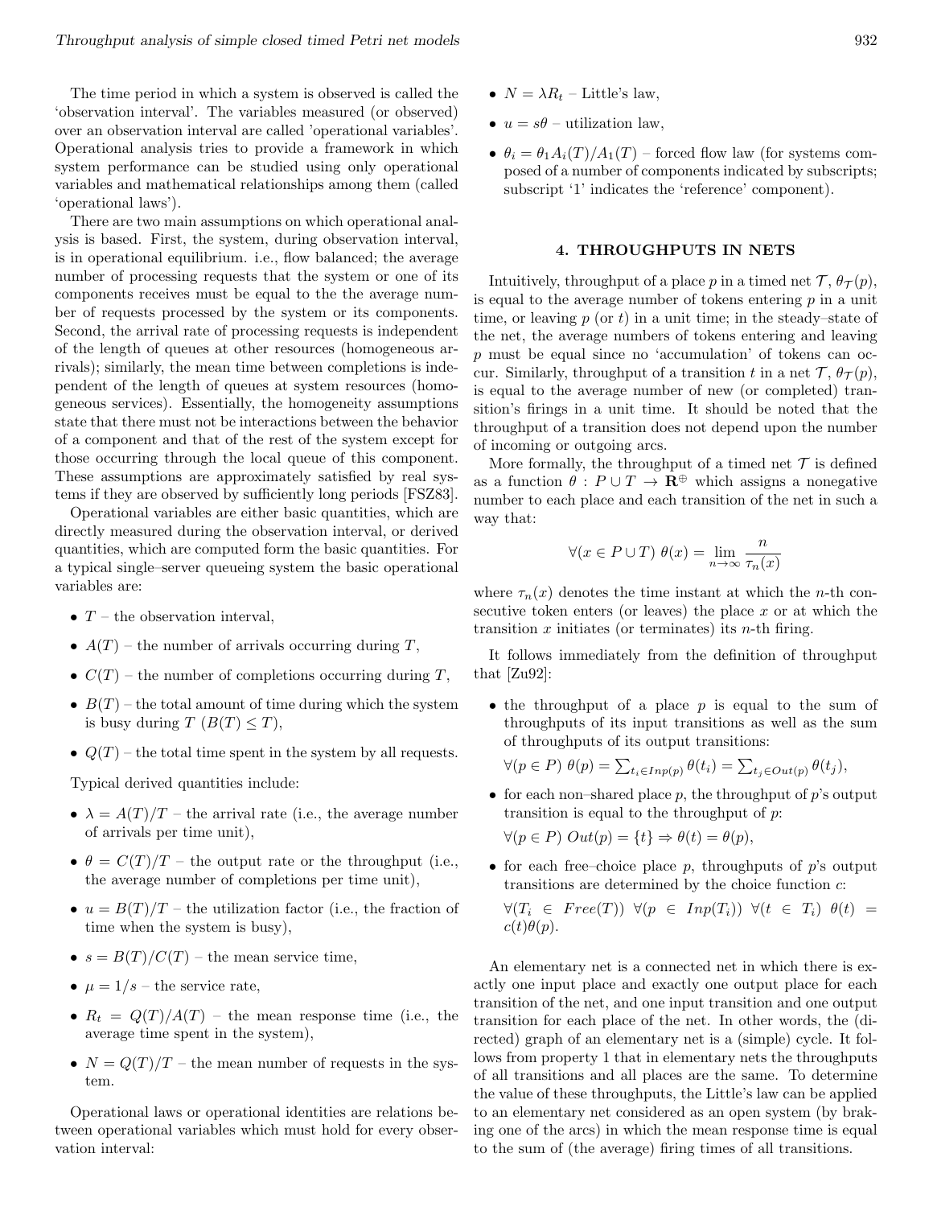The time period in which a system is observed is called the 'observation interval'. The variables measured (or observed) over an observation interval are called 'operational variables'. Operational analysis tries to provide a framework in which system performance can be studied using only operational variables and mathematical relationships among them (called 'operational laws').

There are two main assumptions on which operational analysis is based. First, the system, during observation interval, is in operational equilibrium. i.e., flow balanced; the average number of processing requests that the system or one of its components receives must be equal to the the average number of requests processed by the system or its components. Second, the arrival rate of processing requests is independent of the length of queues at other resources (homogeneous arrivals); similarly, the mean time between completions is independent of the length of queues at system resources (homogeneous services). Essentially, the homogeneity assumptions state that there must not be interactions between the behavior of a component and that of the rest of the system except for those occurring through the local queue of this component. These assumptions are approximately satisfied by real systems if they are observed by sufficiently long periods [FSZ83].

Operational variables are either basic quantities, which are directly measured during the observation interval, or derived quantities, which are computed form the basic quantities. For a typical single–server queueing system the basic operational variables are:

- $T$ – the observation interval,
- $A(T)$ – the number of arrivals occurring during $T$,
- $C(T)$ – the number of completions occurring during $T$,
- $B(T)$ – the total amount of time during which the system is busy during $T$ ($B(T) \leq T$),
- $Q(T)$ – the total time spent in the system by all requests.

Typical derived quantities include:

- $\lambda = A(T)/T$ – the arrival rate (i.e., the average number of arrivals per time unit),
- $\theta = C(T)/T$ – the output rate or the throughput (i.e., the average number of completions per time unit),
- $u = B(T)/T$ – the utilization factor (i.e., the fraction of time when the system is busy),
- $s = B(T)/C(T)$ – the mean service time,
- $\mu = 1/s$ – the service rate,
- $R_t = Q(T)/A(T)$ – the mean response time (i.e., the average time spent in the system),
- $N = Q(T)/T$ – the mean number of requests in the system.

Operational laws or operational identities are relations between operational variables which must hold for every observation interval:

- $N = \lambda R_t$ – Little's law,
- $u = s\theta$ – utilization law,
- $\theta_i = \theta_1 A_i(T)/A_1(T)$ – forced flow law (for systems composed of a number of components indicated by subscripts; subscript '1' indicates the 'reference' component).

## 4. THROUGHPUTS IN NETS

Intuitively, throughput of a place $p$ in a timed net $\mathcal{T}$, $\theta_{\mathcal{T}}(p)$, is equal to the average number of tokens entering $p$ in a unit time, or leaving $p$ (or $t$) in a unit time; in the steady–state of the net, the average numbers of tokens entering and leaving $p$ must be equal since no 'accumulation' of tokens can occur. Similarly, throughput of a transition $t$ in a net $\mathcal{T}$, $\theta_{\mathcal{T}}(p)$, is equal to the average number of new (or completed) transition's firings in a unit time. It should be noted that the throughput of a transition does not depend upon the number of incoming or outgoing arcs.

More formally, the throughput of a timed net $\mathcal{T}$ is defined as a function $\theta : P \cup T \rightarrow \mathbf{R}^{\oplus}$ which assigns a nonegative number to each place and each transition of the net in such a way that:

$$\forall (x \in P \cup T)\ \theta(x) = \lim_{n \to \infty} \frac{n}{\tau_n(x)}$$

where $\tau_n(x)$ denotes the time instant at which the $n$-th consecutive token enters (or leaves) the place $x$ or at which the transition $x$ initiates (or terminates) its $n$-th firing.

It follows immediately from the definition of throughput that [Zu92]:

- the throughput of a place $p$ is equal to the sum of throughputs of its input transitions as well as the sum of throughputs of its output transitions:

  $\forall (p \in P)\ \theta(p) = \sum_{t_i \in Inp(p)} \theta(t_i) = \sum_{t_j \in Out(p)} \theta(t_j)$,
- for each non–shared place $p$, the throughput of $p$'s output transition is equal to the throughput of $p$:

  $\forall (p \in P)\ Out(p) = \{t\} \Rightarrow \theta(t) = \theta(p)$,
- for each free–choice place $p$, throughputs of $p$'s output transitions are determined by the choice function $c$:

  $\forall (T_i \in Free(T))\ \forall (p \in Inp(T_i))\ \forall (t \in T_i)\ \theta(t) = c(t)\theta(p)$.

An elementary net is a connected net in which there is exactly one input place and exactly one output place for each transition of the net, and one input transition and one output transition for each place of the net. In other words, the (directed) graph of an elementary net is a (simple) cycle. It follows from property 1 that in elementary nets the throughputs of all transitions and all places are the same. To determine the value of these throughputs, the Little's law can be applied to an elementary net considered as an open system (by braking one of the arcs) in which the mean response time is equal to the sum of (the average) firing times of all transitions.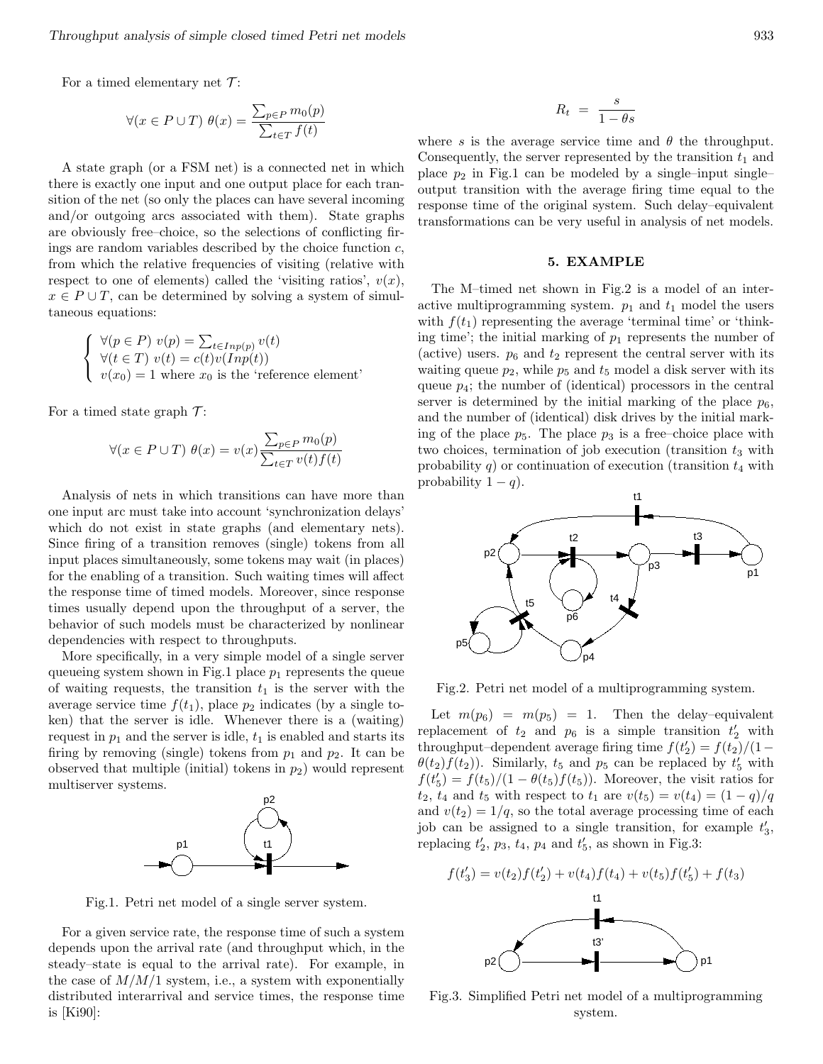For a timed elementary net $\mathcal{T}$:

$$\forall(x \in P \cup T)\ \theta(x) = \frac{\sum_{p \in P} m_0(p)}{\sum_{t \in T} f(t)}$$

A state graph (or a FSM net) is a connected net in which there is exactly one input and one output place for each transition of the net (so only the places can have several incoming and/or outgoing arcs associated with them). State graphs are obviously free–choice, so the selections of conflicting firings are random variables described by the choice function $c$, from which the relative frequencies of visiting (relative with respect to one of elements) called the 'visiting ratios', $v(x)$, $x \in P \cup T$, can be determined by solving a system of simultaneous equations:

$$\begin{cases} \forall(p \in P)\ v(p) = \sum_{t \in Inp(p)} v(t) \\ \forall(t \in T)\ v(t) = c(t)v(Inp(t)) \\ v(x_0) = 1 \text{ where } x_0 \text{ is the 'reference element'} \end{cases}$$

For a timed state graph $\mathcal{T}$:

$$\forall(x \in P \cup T)\ \theta(x) = v(x)\frac{\sum_{p \in P} m_0(p)}{\sum_{t \in T} v(t)f(t)}$$

Analysis of nets in which transitions can have more than one input arc must take into account 'synchronization delays' which do not exist in state graphs (and elementary nets). Since firing of a transition removes (single) tokens from all input places simultaneously, some tokens may wait (in places) for the enabling of a transition. Such waiting times will affect the response time of timed models. Moreover, since response times usually depend upon the throughput of a server, the behavior of such models must be characterized by nonlinear dependencies with respect to throughputs.

More specifically, in a very simple model of a single server queueing system shown in Fig.1 place $p_1$ represents the queue of waiting requests, the transition $t_1$ is the server with the average service time $f(t_1)$, place $p_2$ indicates (by a single token) that the server is idle. Whenever there is a (waiting) request in $p_1$ and the server is idle, $t_1$ is enabled and starts its firing by removing (single) tokens from $p_1$ and $p_2$. It can be observed that multiple (initial) tokens in $p_2$) would represent multiserver systems.

Fig.1. Petri net model of a single server system.

For a given service rate, the response time of such a system depends upon the arrival rate (and throughput which, in the steady–state is equal to the arrival rate). For example, in the case of $M/M/1$ system, i.e., a system with exponentially distributed interarrival and service times, the response time is [Ki90]:

$$R_t = \frac{s}{1 - \theta s}$$

where $s$ is the average service time and $\theta$ the throughput. Consequently, the server represented by the transition $t_1$ and place $p_2$ in Fig.1 can be modeled by a single–input single–output transition with the average firing time equal to the response time of the original system. Such delay–equivalent transformations can be very useful in analysis of net models.

## 5. EXAMPLE

The M–timed net shown in Fig.2 is a model of an interactive multiprogramming system. $p_1$ and $t_1$ model the users with $f(t_1)$ representing the average 'terminal time' or 'thinking time'; the initial marking of $p_1$ represents the number of (active) users. $p_6$ and $t_2$ represent the central server with its waiting queue $p_2$, while $p_5$ and $t_5$ model a disk server with its queue $p_4$; the number of (identical) processors in the central server is determined by the initial marking of the place $p_6$, and the number of (identical) disk drives by the initial marking of the place $p_5$. The place $p_3$ is a free–choice place with two choices, termination of job execution (transition $t_3$ with probability $q$) or continuation of execution (transition $t_4$ with probability $1-q$).

Fig.2. Petri net model of a multiprogramming system.

Let $m(p_6) = m(p_5) = 1$. Then the delay–equivalent replacement of $t_2$ and $p_6$ is a simple transition $t_2'$ with throughput–dependent average firing time $f(t_2') = f(t_2)/(1 - \theta(t_2)f(t_2))$. Similarly, $t_5$ and $p_5$ can be replaced by $t_5'$ with $f(t_5') = f(t_5)/(1 - \theta(t_5)f(t_5))$. Moreover, the visit ratios for $t_2$, $t_4$ and $t_5$ with respect to $t_1$ are $v(t_5) = v(t_4) = (1-q)/q$ and $v(t_2) = 1/q$, so the total average processing time of each job can be assigned to a single transition, for example $t_3'$, replacing $t_2'$, $p_3$, $t_4$, $p_4$ and $t_5'$, as shown in Fig.3:

$$f(t_3') = v(t_2)f(t_2') + v(t_4)f(t_4) + v(t_5)f(t_5') + f(t_3)$$

Fig.3. Simplified Petri net model of a multiprogramming system.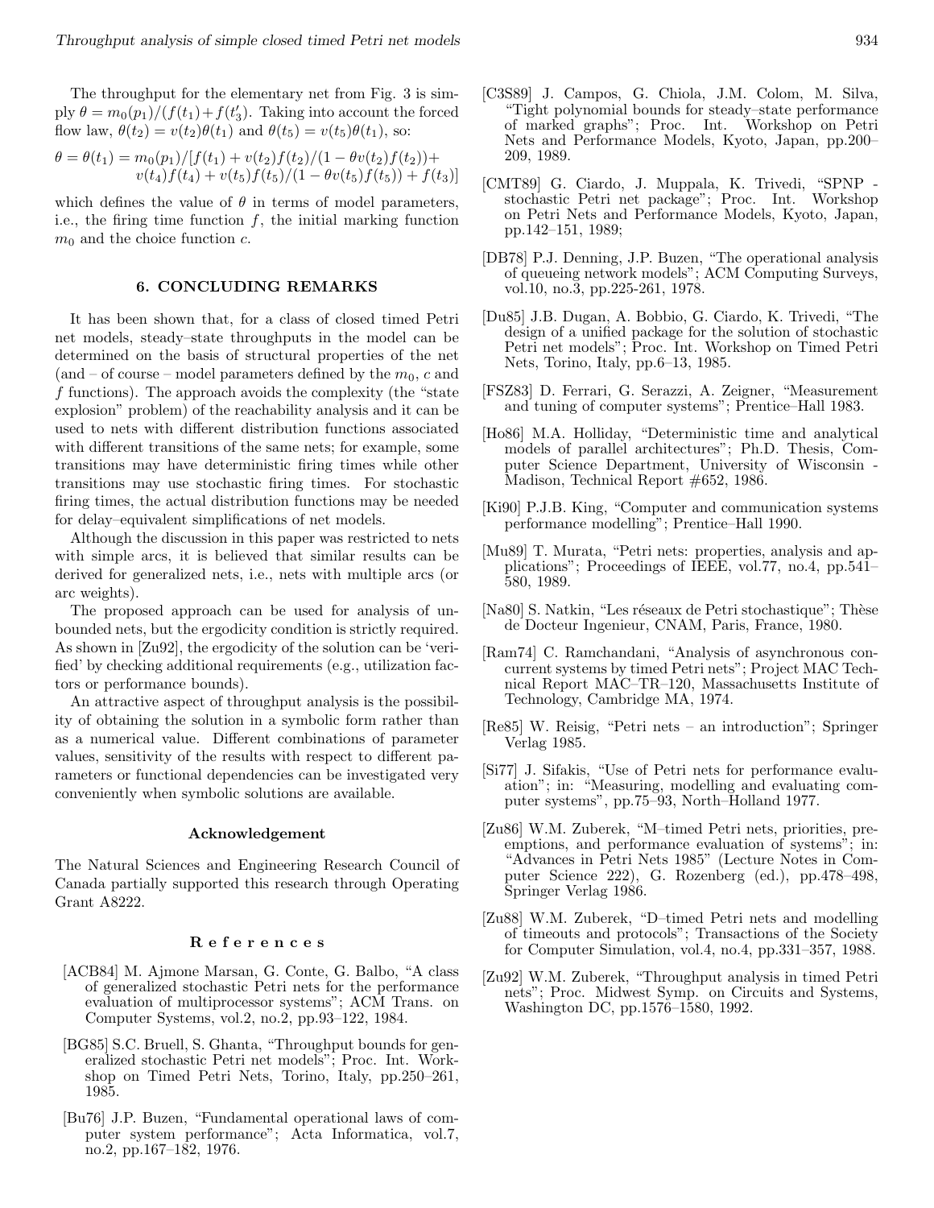The throughput for the elementary net from Fig. 3 is simply $\theta = m_0(p_1)/(f(t_1)+f(t_3'))$. Taking into account the forced flow law, $\theta(t_2) = v(t_2)\theta(t_1)$ and $\theta(t_5) = v(t_5)\theta(t_1)$, so:

$$\theta = \theta(t_1) = m_0(p_1)/[f(t_1) + v(t_2)f(t_2)/(1-\theta v(t_2)f(t_2))+ v(t_4)f(t_4) + v(t_5)f(t_5)/(1-\theta v(t_5)f(t_5)) + f(t_3)]$$

which defines the value of $\theta$ in terms of model parameters, i.e., the firing time function $f$, the initial marking function $m_0$ and the choice function $c$.

## 6. CONCLUDING REMARKS

It has been shown that, for a class of closed timed Petri net models, steady–state throughputs in the model can be determined on the basis of structural properties of the net (and – of course – model parameters defined by the $m_0$, $c$ and $f$ functions). The approach avoids the complexity (the "state explosion" problem) of the reachability analysis and it can be used to nets with different distribution functions associated with different transitions of the same nets; for example, some transitions may have deterministic firing times while other transitions may use stochastic firing times. For stochastic firing times, the actual distribution functions may be needed for delay–equivalent simplifications of net models.

Although the discussion in this paper was restricted to nets with simple arcs, it is believed that similar results can be derived for generalized nets, i.e., nets with multiple arcs (or arc weights).

The proposed approach can be used for analysis of unbounded nets, but the ergodicity condition is strictly required. As shown in [Zu92], the ergodicity of the solution can be 'verified' by checking additional requirements (e.g., utilization factors or performance bounds).

An attractive aspect of throughput analysis is the possibility of obtaining the solution in a symbolic form rather than as a numerical value. Different combinations of parameter values, sensitivity of the results with respect to different parameters or functional dependencies can be investigated very conveniently when symbolic solutions are available.

### Acknowledgement

The Natural Sciences and Engineering Research Council of Canada partially supported this research through Operating Grant A8222.

### References

[ACB84] M. Ajmone Marsan, G. Conte, G. Balbo, "A class of generalized stochastic Petri nets for the performance evaluation of multiprocessor systems"; ACM Trans. on Computer Systems, vol.2, no.2, pp.93–122, 1984.

[BG85] S.C. Bruell, S. Ghanta, "Throughput bounds for generalized stochastic Petri net models"; Proc. Int. Workshop on Timed Petri Nets, Torino, Italy, pp.250–261, 1985.

[Bu76] J.P. Buzen, "Fundamental operational laws of computer system performance"; Acta Informatica, vol.7, no.2, pp.167–182, 1976.

[C3S89] J. Campos, G. Chiola, J.M. Colom, M. Silva, "Tight polynomial bounds for steady–state performance of marked graphs"; Proc. Int. Workshop on Petri Nets and Performance Models, Kyoto, Japan, pp.200–209, 1989.

[CMT89] G. Ciardo, J. Muppala, K. Trivedi, "SPNP - stochastic Petri net package"; Proc. Int. Workshop on Petri Nets and Performance Models, Kyoto, Japan, pp.142–151, 1989;

[DB78] P.J. Denning, J.P. Buzen, "The operational analysis of queueing network models"; ACM Computing Surveys, vol.10, no.3, pp.225-261, 1978.

[Du85] J.B. Dugan, A. Bobbio, G. Ciardo, K. Trivedi, "The design of a unified package for the solution of stochastic Petri net models"; Proc. Int. Workshop on Timed Petri Nets, Torino, Italy, pp.6–13, 1985.

[FSZ83] D. Ferrari, G. Serazzi, A. Zeigner, "Measurement and tuning of computer systems"; Prentice–Hall 1983.

[Ho86] M.A. Holliday, "Deterministic time and analytical models of parallel architectures"; Ph.D. Thesis, Computer Science Department, University of Wisconsin - Madison, Technical Report #652, 1986.

[Ki90] P.J.B. King, "Computer and communication systems performance modelling"; Prentice–Hall 1990.

[Mu89] T. Murata, "Petri nets: properties, analysis and applications"; Proceedings of IEEE, vol.77, no.4, pp.541–580, 1989.

[Na80] S. Natkin, "Les réseaux de Petri stochastique"; Thèse de Docteur Ingenieur, CNAM, Paris, France, 1980.

[Ram74] C. Ramchandani, "Analysis of asynchronous concurrent systems by timed Petri nets"; Project MAC Technical Report MAC–TR–120, Massachusetts Institute of Technology, Cambridge MA, 1974.

[Re85] W. Reisig, "Petri nets – an introduction"; Springer Verlag 1985.

[Si77] J. Sifakis, "Use of Petri nets for performance evaluation"; in: "Measuring, modelling and evaluating computer systems", pp.75–93, North–Holland 1977.

[Zu86] W.M. Zuberek, "M–timed Petri nets, priorities, preemptions, and performance evaluation of systems"; in: "Advances in Petri Nets 1985" (Lecture Notes in Computer Science 222), G. Rozenberg (ed.), pp.478–498, Springer Verlag 1986.

[Zu88] W.M. Zuberek, "D–timed Petri nets and modelling of timeouts and protocols"; Transactions of the Society for Computer Simulation, vol.4, no.4, pp.331–357, 1988.

[Zu92] W.M. Zuberek, "Throughput analysis in timed Petri nets"; Proc. Midwest Symp. on Circuits and Systems, Washington DC, pp.1576–1580, 1992.